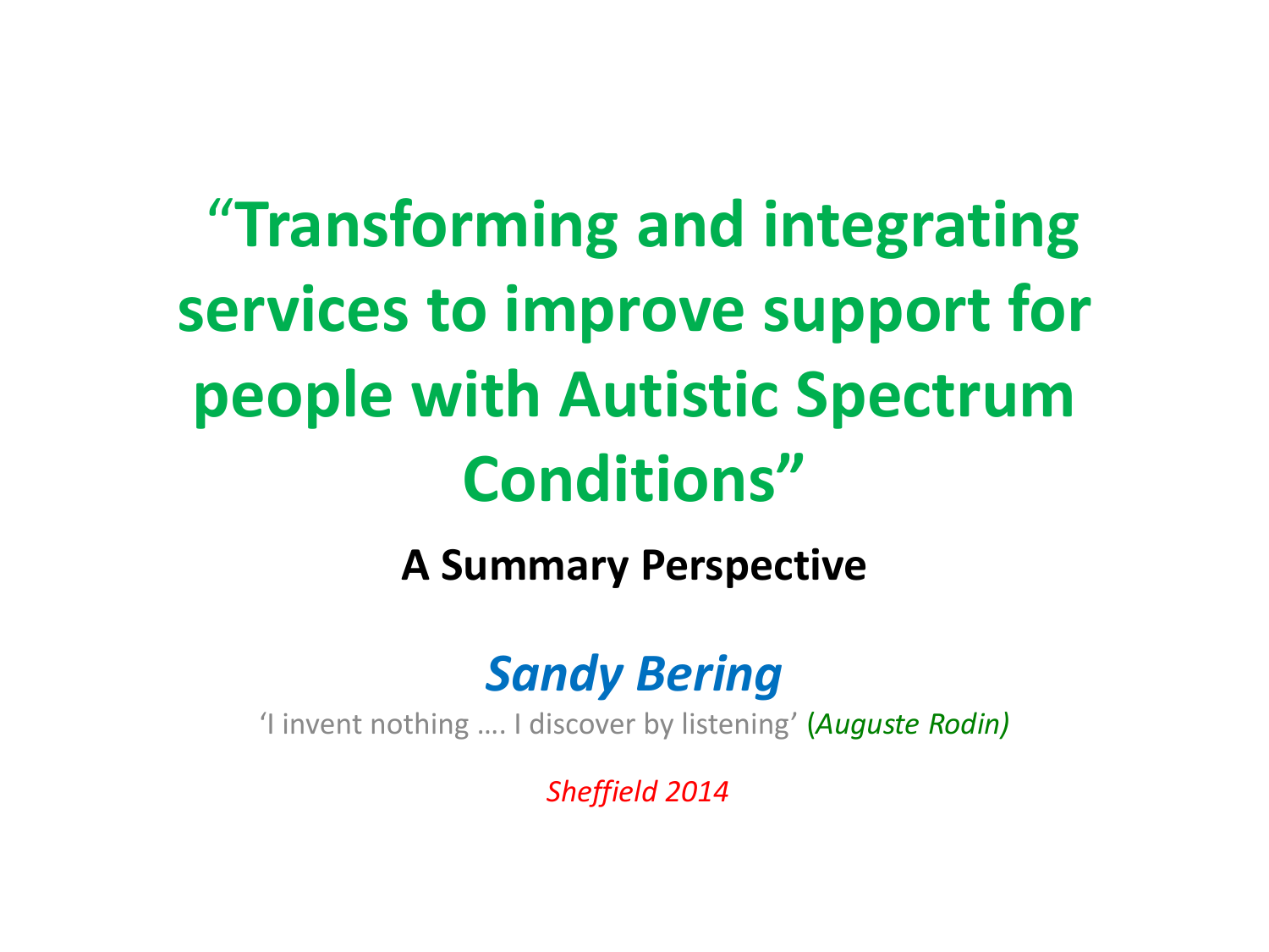# “Transforming and integrating services to improve support for people with Autistic Spectrum Conditions”

**A Summary Perspective**

***Sandy Bering***

‘I invent nothing …. I discover by listening’ (*Auguste Rodin)*

*Sheffield 2014*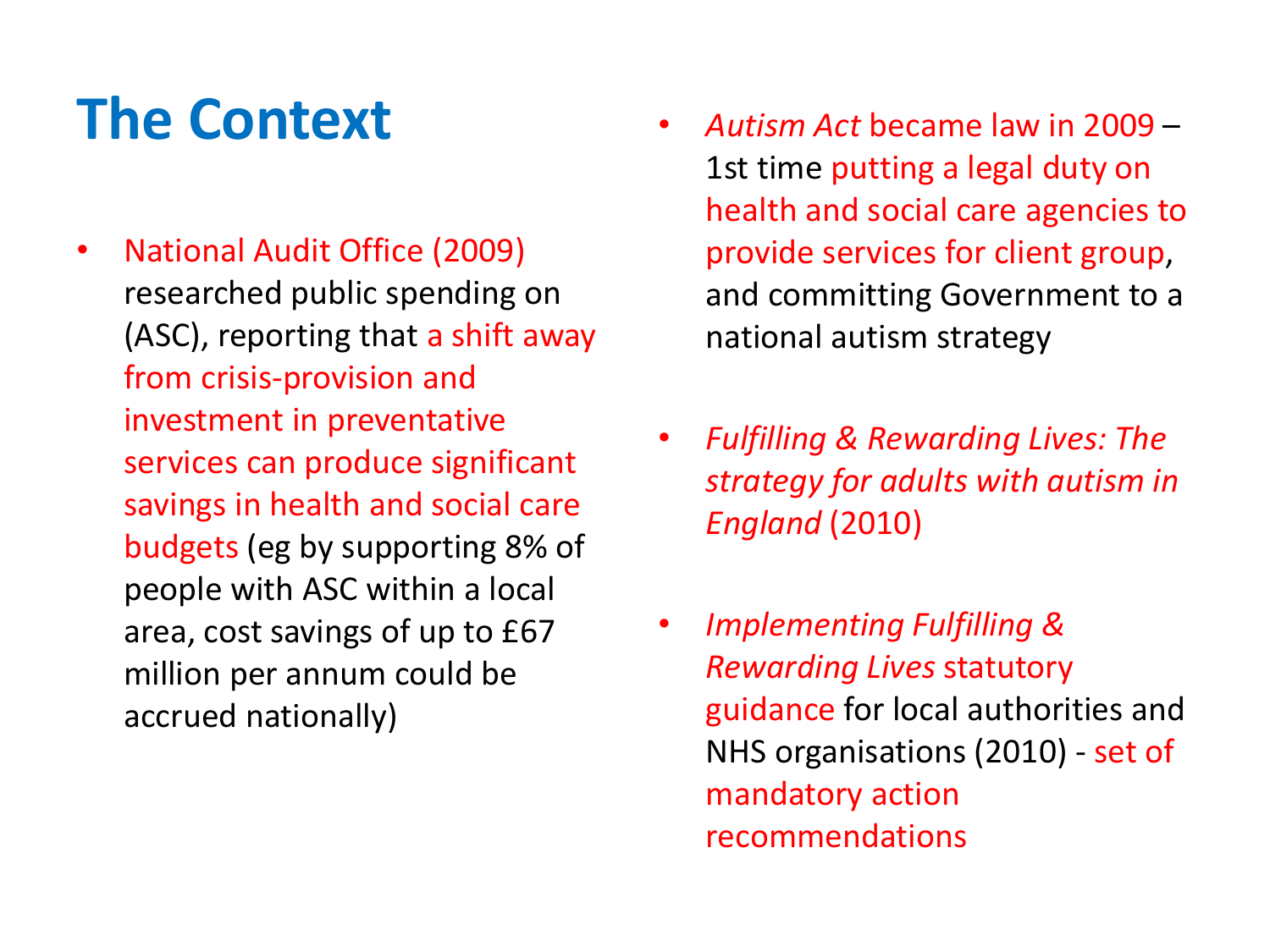# The Context

- National Audit Office (2009) researched public spending on (ASC), reporting that a shift away from crisis-provision and investment in preventative services can produce significant savings in health and social care budgets (eg by supporting 8% of people with ASC within a local area, cost savings of up to £67 million per annum could be accrued nationally)

- *Autism Act* became law in 2009 – 1st time putting a legal duty on health and social care agencies to provide services for client group, and committing Government to a national autism strategy

- *Fulfilling & Rewarding Lives: The strategy for adults with autism in England* (2010)

- *Implementing Fulfilling & Rewarding Lives* statutory guidance for local authorities and NHS organisations (2010) - set of mandatory action recommendations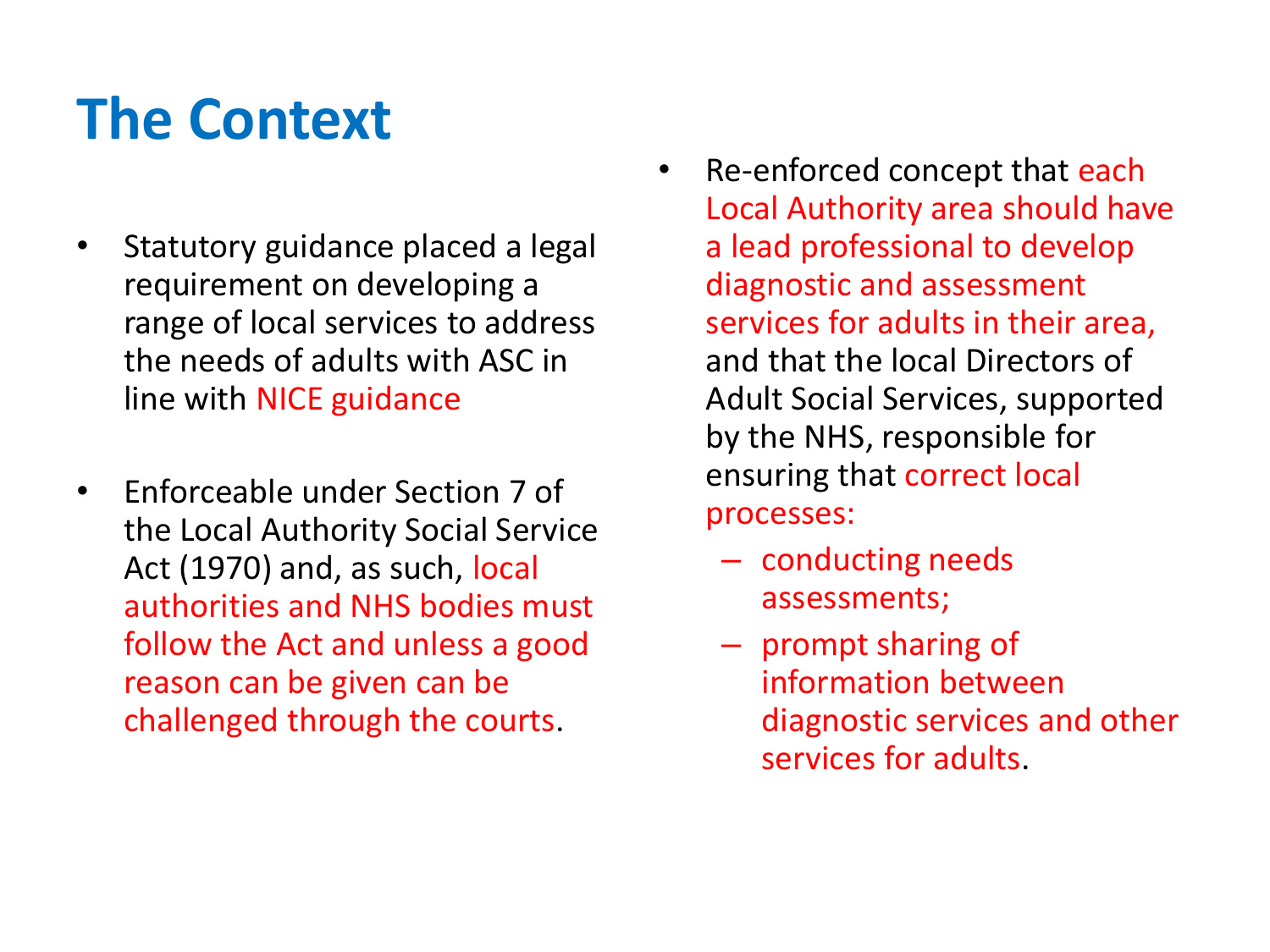# The Context

- Statutory guidance placed a legal requirement on developing a range of local services to address the needs of adults with ASC in line with NICE guidance

- Enforceable under Section 7 of the Local Authority Social Service Act (1970) and, as such, local authorities and NHS bodies must follow the Act and unless a good reason can be given can be challenged through the courts.

- Re-enforced concept that each Local Authority area should have a lead professional to develop diagnostic and assessment services for adults in their area, and that the local Directors of Adult Social Services, supported by the NHS, responsible for ensuring that correct local processes:
  - conducting needs assessments;
  - prompt sharing of information between diagnostic services and other services for adults.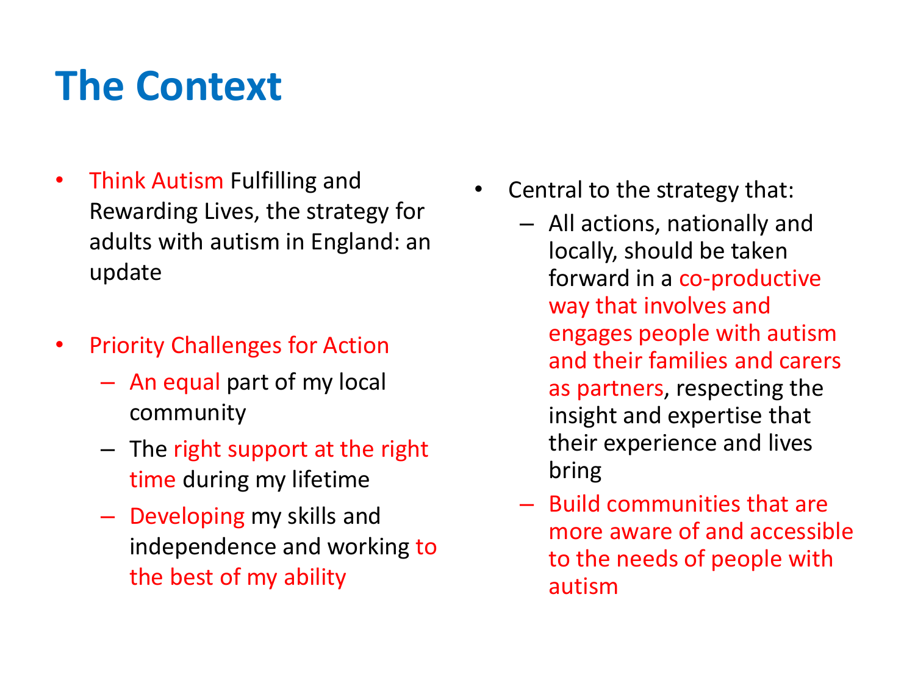# The Context

- Think Autism Fulfilling and Rewarding Lives, the strategy for adults with autism in England: an update

- Priority Challenges for Action
  - An equal part of my local community
  - The right support at the right time during my lifetime
  - Developing my skills and independence and working to the best of my ability

- Central to the strategy that:
  - All actions, nationally and locally, should be taken forward in a co-productive way that involves and engages people with autism and their families and carers as partners, respecting the insight and expertise that their experience and lives bring
  - Build communities that are more aware of and accessible to the needs of people with autism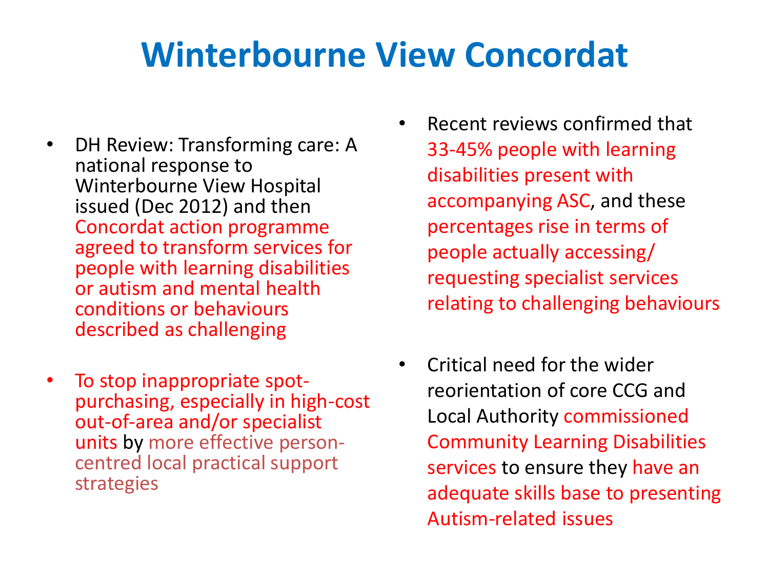# Winterbourne View Concordat

- DH Review: Transforming care: A national response to Winterbourne View Hospital issued (Dec 2012) and then Concordat action programme agreed to transform services for people with learning disabilities or autism and mental health conditions or behaviours described as challenging
- To stop inappropriate spot-purchasing, especially in high-cost out-of-area and/or specialist units by more effective person-centred local practical support strategies
- Recent reviews confirmed that 33-45% people with learning disabilities present with accompanying ASC, and these percentages rise in terms of people actually accessing/ requesting specialist services relating to challenging behaviours
- Critical need for the wider reorientation of core CCG and Local Authority commissioned Community Learning Disabilities services to ensure they have an adequate skills base to presenting Autism-related issues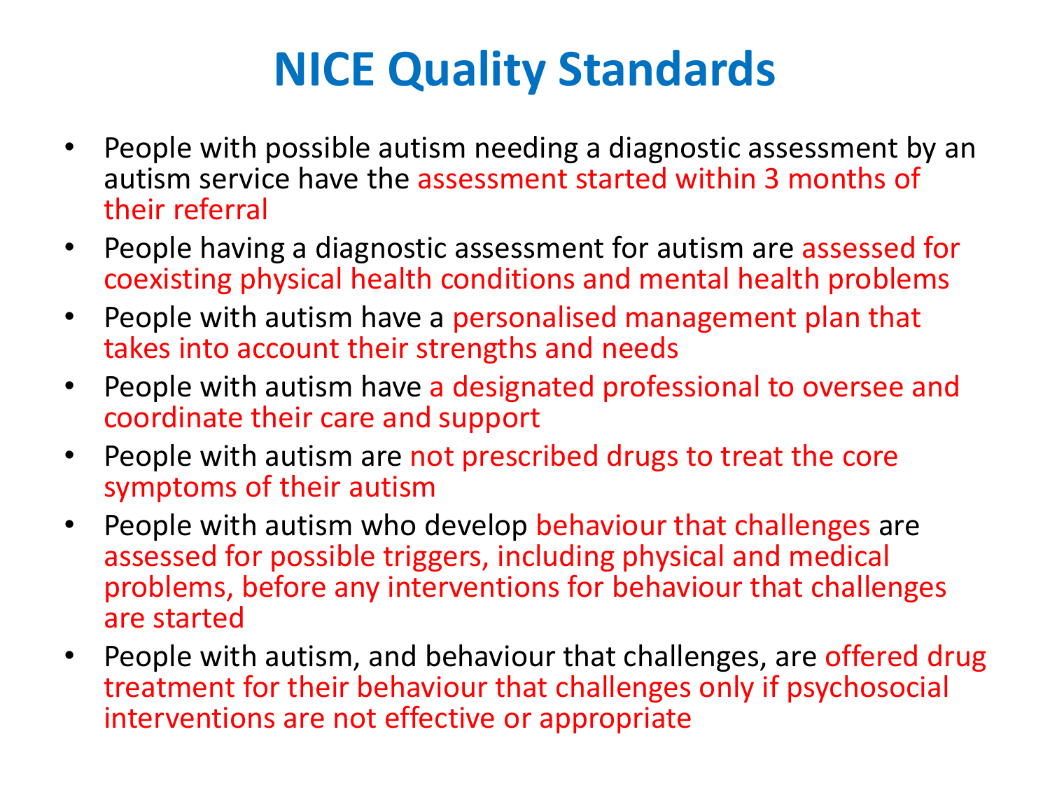# NICE Quality Standards

- People with possible autism needing a diagnostic assessment by an autism service have the assessment started within 3 months of their referral
- People having a diagnostic assessment for autism are assessed for coexisting physical health conditions and mental health problems
- People with autism have a personalised management plan that takes into account their strengths and needs
- People with autism have a designated professional to oversee and coordinate their care and support
- People with autism are not prescribed drugs to treat the core symptoms of their autism
- People with autism who develop behaviour that challenges are assessed for possible triggers, including physical and medical problems, before any interventions for behaviour that challenges are started
- People with autism, and behaviour that challenges, are offered drug treatment for their behaviour that challenges only if psychosocial interventions are not effective or appropriate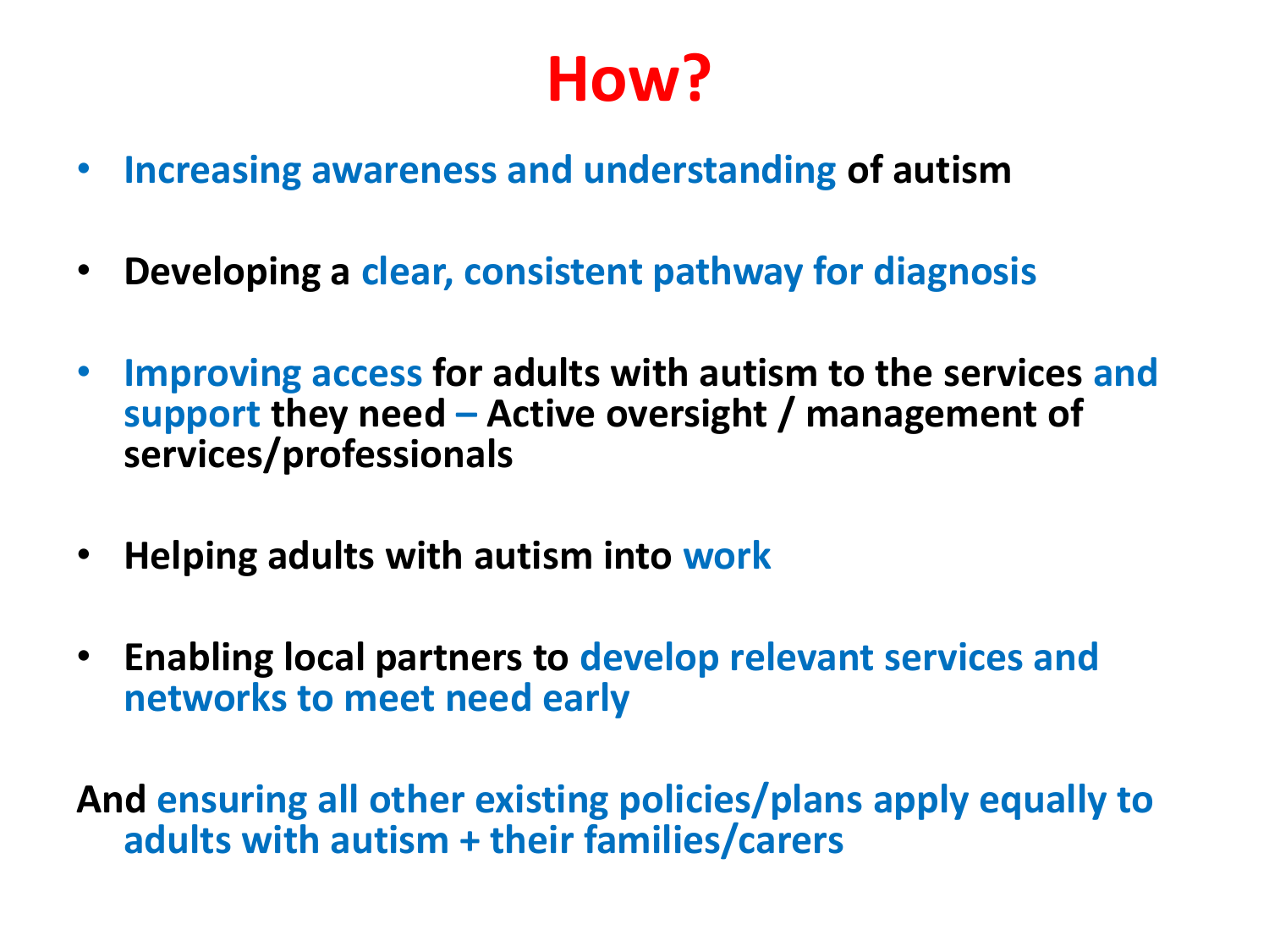# How?

- **Increasing awareness and understanding of autism**
- **Developing a clear, consistent pathway for diagnosis**
- **Improving access for adults with autism to the services and support they need – Active oversight / management of services/professionals**
- **Helping adults with autism into work**
- **Enabling local partners to develop relevant services and networks to meet need early**

**And ensuring all other existing policies/plans apply equally to adults with autism + their families/carers**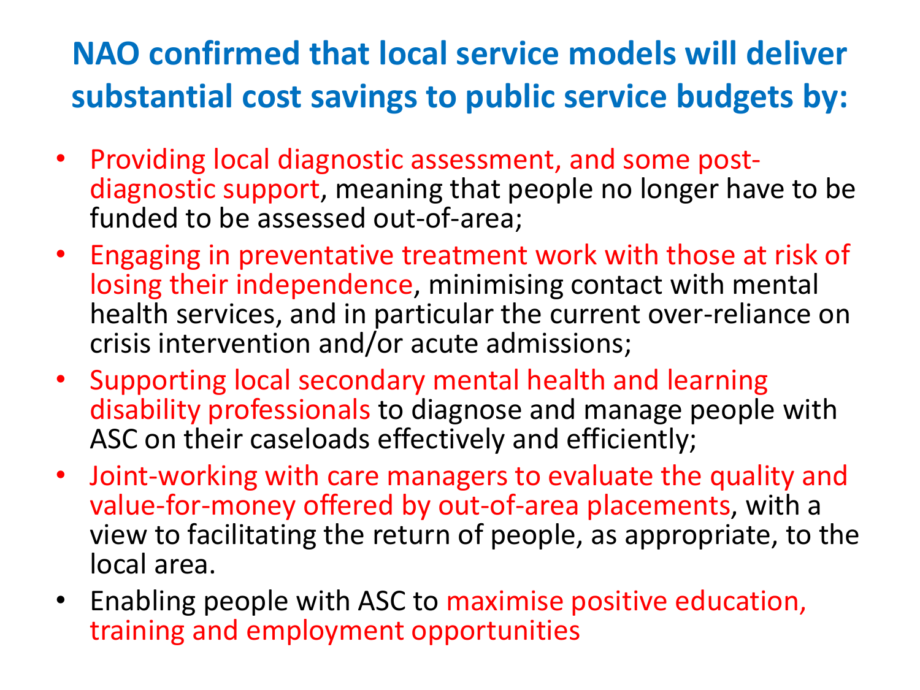# NAO confirmed that local service models will deliver substantial cost savings to public service budgets by:

- Providing local diagnostic assessment, and some post-diagnostic support, meaning that people no longer have to be funded to be assessed out-of-area;
- Engaging in preventative treatment work with those at risk of losing their independence, minimising contact with mental health services, and in particular the current over-reliance on crisis intervention and/or acute admissions;
- Supporting local secondary mental health and learning disability professionals to diagnose and manage people with ASC on their caseloads effectively and efficiently;
- Joint-working with care managers to evaluate the quality and value-for-money offered by out-of-area placements, with a view to facilitating the return of people, as appropriate, to the local area.
- Enabling people with ASC to maximise positive education, training and employment opportunities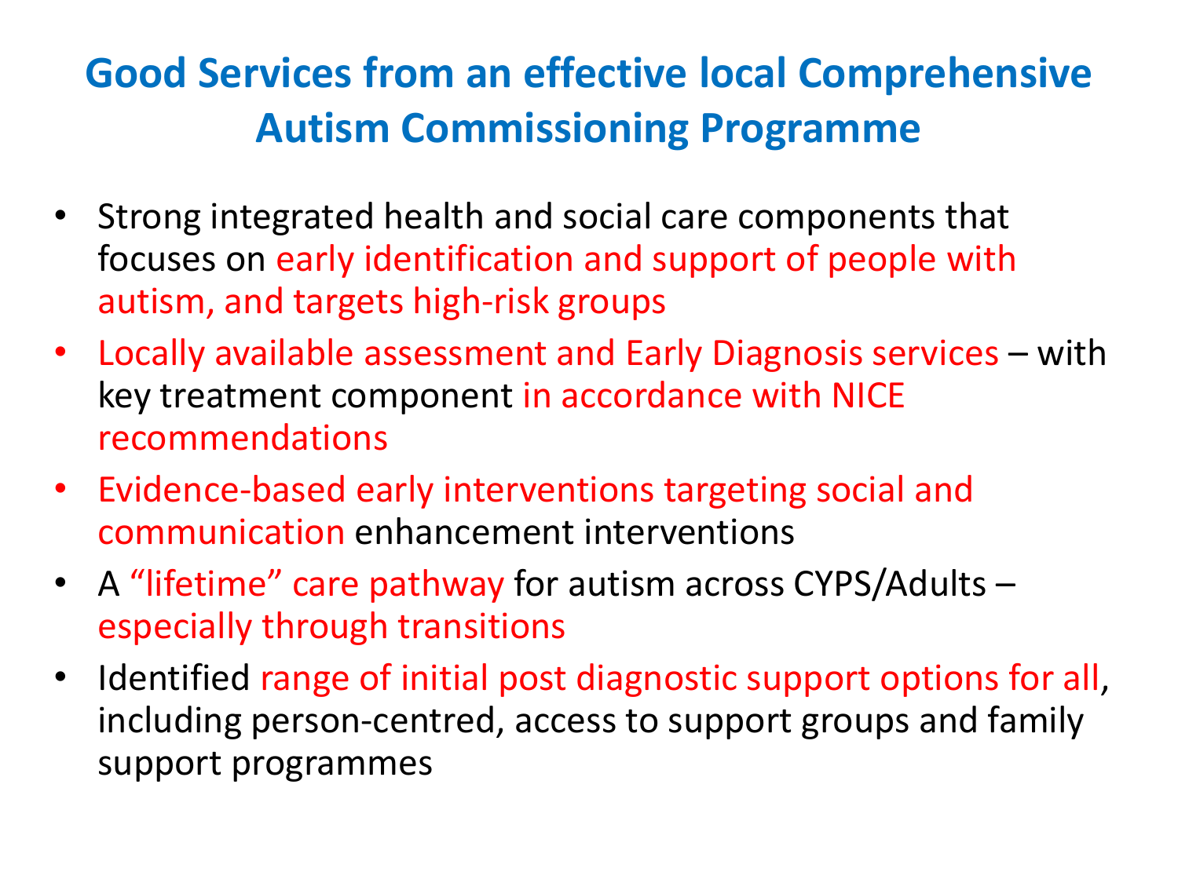# Good Services from an effective local Comprehensive Autism Commissioning Programme

- Strong integrated health and social care components that focuses on early identification and support of people with autism, and targets high-risk groups
- Locally available assessment and Early Diagnosis services – with key treatment component in accordance with NICE recommendations
- Evidence-based early interventions targeting social and communication enhancement interventions
- A "lifetime" care pathway for autism across CYPS/Adults – especially through transitions
- Identified range of initial post diagnostic support options for all, including person-centred, access to support groups and family support programmes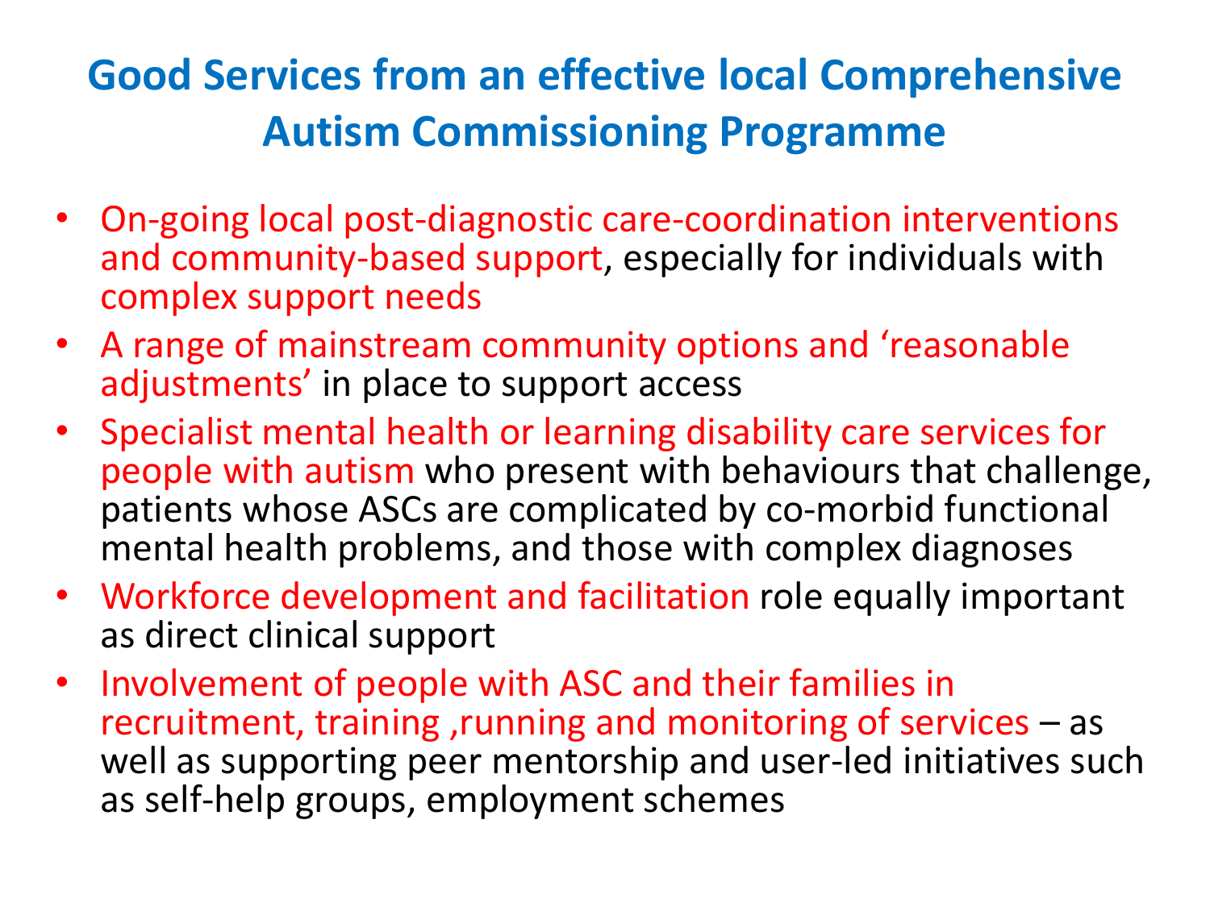# Good Services from an effective local Comprehensive Autism Commissioning Programme

- On-going local post-diagnostic care-coordination interventions and community-based support, especially for individuals with complex support needs
- A range of mainstream community options and 'reasonable adjustments' in place to support access
- Specialist mental health or learning disability care services for people with autism who present with behaviours that challenge, patients whose ASCs are complicated by co-morbid functional mental health problems, and those with complex diagnoses
- Workforce development and facilitation role equally important as direct clinical support
- Involvement of people with ASC and their families in recruitment, training ,running and monitoring of services – as well as supporting peer mentorship and user-led initiatives such as self-help groups, employment schemes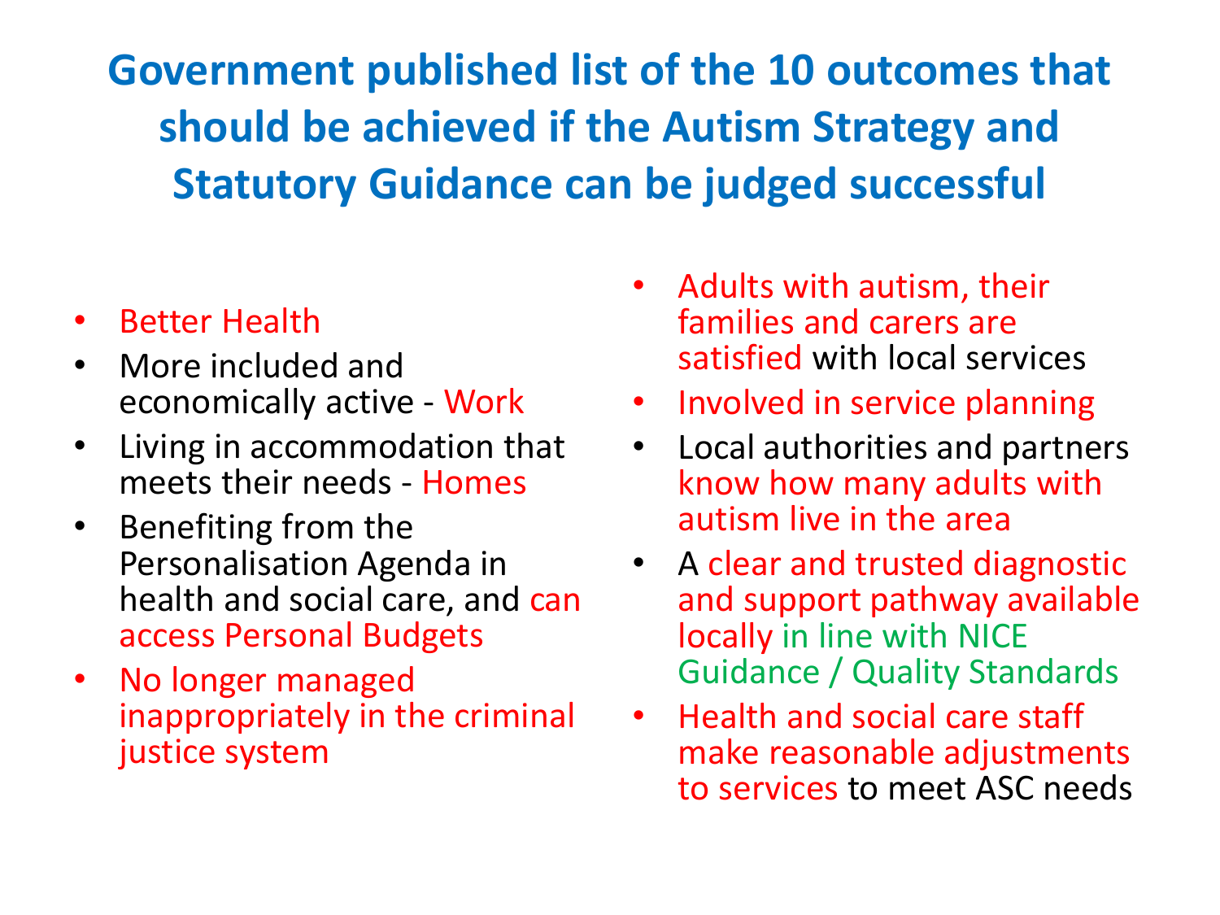# Government published list of the 10 outcomes that should be achieved if the Autism Strategy and Statutory Guidance can be judged successful

- Better Health
- More included and economically active - Work
- Living in accommodation that meets their needs - Homes
- Benefiting from the Personalisation Agenda in health and social care, and can access Personal Budgets
- No longer managed inappropriately in the criminal justice system
- Adults with autism, their families and carers are satisfied with local services
- Involved in service planning
- Local authorities and partners know how many adults with autism live in the area
- A clear and trusted diagnostic and support pathway available locally in line with NICE Guidance / Quality Standards
- Health and social care staff make reasonable adjustments to services to meet ASC needs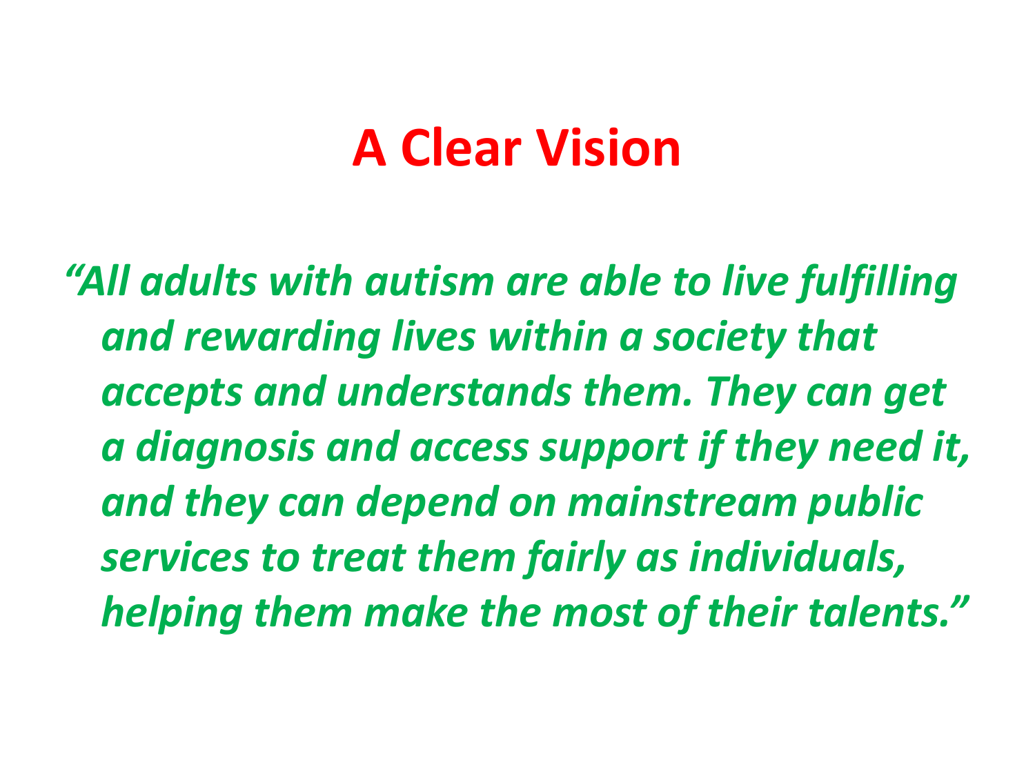# A Clear Vision

*"All adults with autism are able to live fulfilling and rewarding lives within a society that accepts and understands them. They can get a diagnosis and access support if they need it, and they can depend on mainstream public services to treat them fairly as individuals, helping them make the most of their talents."*